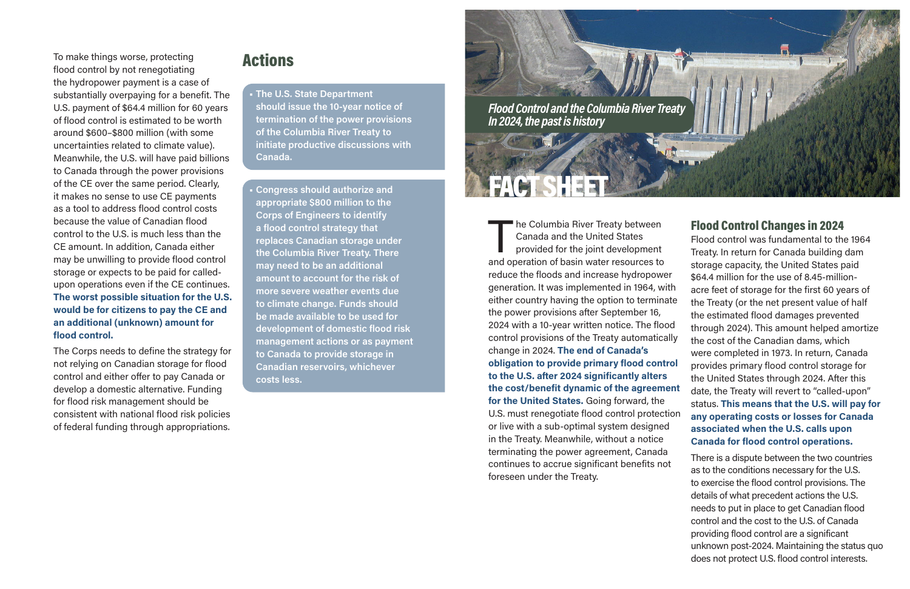# FACT SHEET

*Flood Control and the Columbia River Treaty*
*In 2024, the past is history*

The Columbia River Treaty between Canada and the United States provided for the joint development and operation of basin water resources to reduce the floods and increase hydropower generation. It was implemented in 1964, with either country having the option to terminate the power provisions after September 16, 2024 with a 10-year written notice. The flood control provisions of the Treaty automatically change in 2024. **The end of Canada's obligation to provide primary flood control to the U.S. after 2024 significantly alters the cost/benefit dynamic of the agreement for the United States.** Going forward, the U.S. must renegotiate flood control protection or live with a sub-optimal system designed in the Treaty. Meanwhile, without a notice terminating the power agreement, Canada continues to accrue significant benefits not foreseen under the Treaty.

## Flood Control Changes in 2024

Flood control was fundamental to the 1964 Treaty. In return for Canada building dam storage capacity, the United States paid $64.4 million for the use of 8.45-million-acre feet of storage for the first 60 years of the Treaty (or the net present value of half the estimated flood damages prevented through 2024). This amount helped amortize the cost of the Canadian dams, which were completed in 1973. In return, Canada provides primary flood control storage for the United States through 2024. After this date, the Treaty will revert to "called-upon" status. **This means that the U.S. will pay for any operating costs or losses for Canada associated when the U.S. calls upon Canada for flood control operations.**

There is a dispute between the two countries as to the conditions necessary for the U.S. to exercise the flood control provisions. The details of what precedent actions the U.S. needs to put in place to get Canadian flood control and the cost to the U.S. of Canada providing flood control are a significant unknown post-2024. Maintaining the status quo does not protect U.S. flood control interests.

To make things worse, protecting flood control by not renegotiating the hydropower payment is a case of substantially overpaying for a benefit. The U.S. payment of $64.4 million for 60 years of flood control is estimated to be worth around $600–$800 million (with some uncertainties related to climate value). Meanwhile, the U.S. will have paid billions to Canada through the power provisions of the CE over the same period. Clearly, it makes no sense to use CE payments as a tool to address flood control costs because the value of Canadian flood control to the U.S. is much less than the CE amount. In addition, Canada either may be unwilling to provide flood control storage or expects to be paid for called-upon operations even if the CE continues. **The worst possible situation for the U.S. would be for citizens to pay the CE and an additional (unknown) amount for flood control.**

The Corps needs to define the strategy for not relying on Canadian storage for flood control and either offer to pay Canada or develop a domestic alternative. Funding for flood risk management should be consistent with national flood risk policies of federal funding through appropriations.

## Actions

- **The U.S. State Department should issue the 10-year notice of termination of the power provisions of the Columbia River Treaty to initiate productive discussions with Canada.**
- **Congress should authorize and appropriate $800 million to the Corps of Engineers to identify a flood control strategy that replaces Canadian storage under the Columbia River Treaty. There may need to be an additional amount to account for the risk of more severe weather events due to climate change. Funds should be made available to be used for development of domestic flood risk management actions or as payment to Canada to provide storage in Canadian reservoirs, whichever costs less.**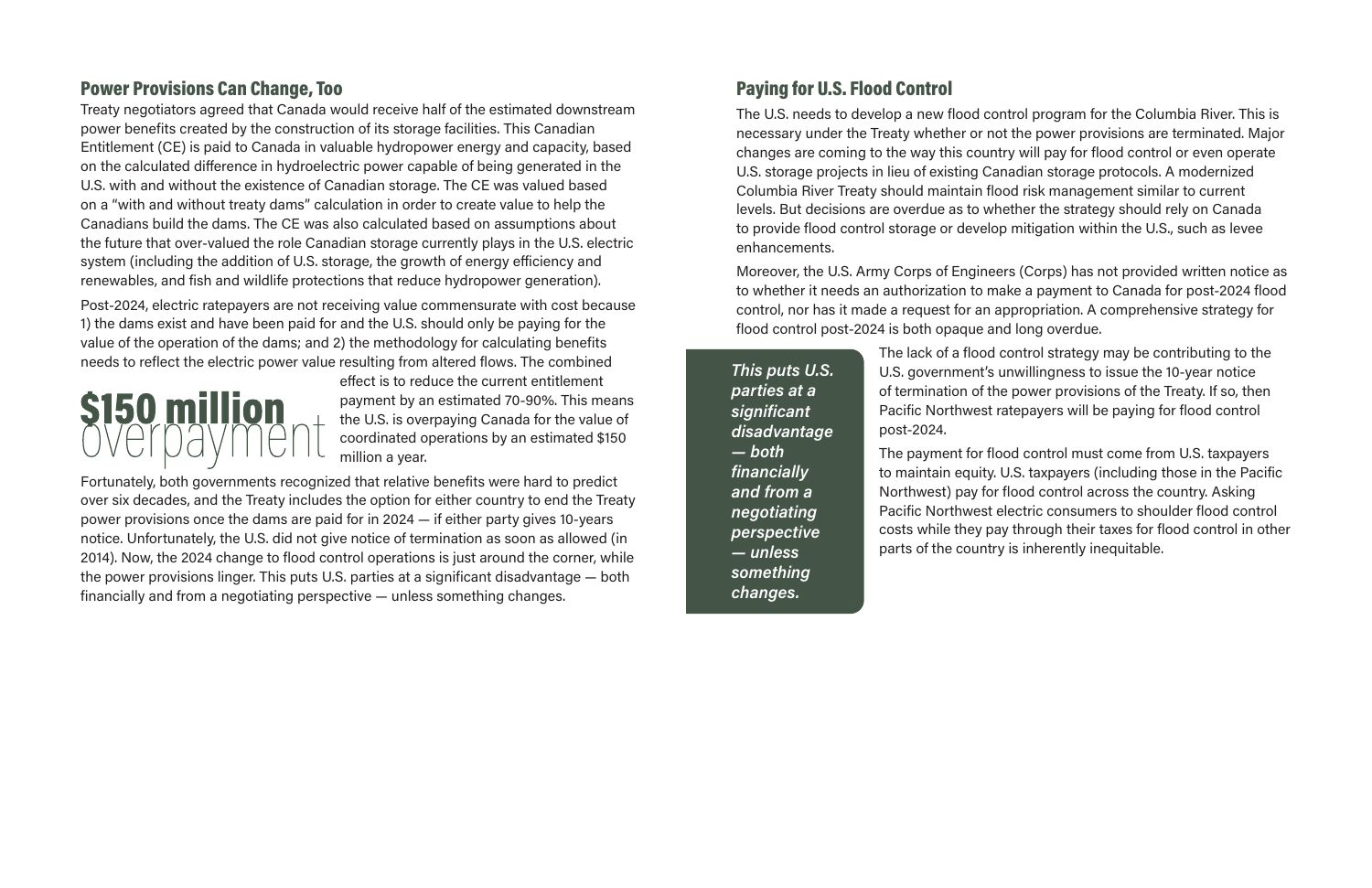## Power Provisions Can Change, Too

Treaty negotiators agreed that Canada would receive half of the estimated downstream power benefits created by the construction of its storage facilities. This Canadian Entitlement (CE) is paid to Canada in valuable hydropower energy and capacity, based on the calculated difference in hydroelectric power capable of being generated in the U.S. with and without the existence of Canadian storage. The CE was valued based on a "with and without treaty dams" calculation in order to create value to help the Canadians build the dams. The CE was also calculated based on assumptions about the future that over-valued the role Canadian storage currently plays in the U.S. electric system (including the addition of U.S. storage, the growth of energy efficiency and renewables, and fish and wildlife protections that reduce hydropower generation).

Post-2024, electric ratepayers are not receiving value commensurate with cost because 1) the dams exist and have been paid for and the U.S. should only be paying for the value of the operation of the dams; and 2) the methodology for calculating benefits needs to reflect the electric power value resulting from altered flows. The combined effect is to reduce the current entitlement payment by an estimated 70-90%. This means the U.S. is overpaying Canada for the value of coordinated operations by an estimated $150 million a year.

**$150 million** overpayment

Fortunately, both governments recognized that relative benefits were hard to predict over six decades, and the Treaty includes the option for either country to end the Treaty power provisions once the dams are paid for in 2024 — if either party gives 10-years notice. Unfortunately, the U.S. did not give notice of termination as soon as allowed (in 2014). Now, the 2024 change to flood control operations is just around the corner, while the power provisions linger. This puts U.S. parties at a significant disadvantage — both financially and from a negotiating perspective — unless something changes.

## Paying for U.S. Flood Control

The U.S. needs to develop a new flood control program for the Columbia River. This is necessary under the Treaty whether or not the power provisions are terminated. Major changes are coming to the way this country will pay for flood control or even operate U.S. storage projects in lieu of existing Canadian storage protocols. A modernized Columbia River Treaty should maintain flood risk management similar to current levels. But decisions are overdue as to whether the strategy should rely on Canada to provide flood control storage or develop mitigation within the U.S., such as levee enhancements.

Moreover, the U.S. Army Corps of Engineers (Corps) has not provided written notice as to whether it needs an authorization to make a payment to Canada for post-2024 flood control, nor has it made a request for an appropriation. A comprehensive strategy for flood control post-2024 is both opaque and long overdue.

> ***This puts U.S. parties at a significant disadvantage — both financially and from a negotiating perspective — unless something changes.***

The lack of a flood control strategy may be contributing to the U.S. government's unwillingness to issue the 10-year notice of termination of the power provisions of the Treaty. If so, then Pacific Northwest ratepayers will be paying for flood control post-2024.

The payment for flood control must come from U.S. taxpayers to maintain equity. U.S. taxpayers (including those in the Pacific Northwest) pay for flood control across the country. Asking Pacific Northwest electric consumers to shoulder flood control costs while they pay through their taxes for flood control in other parts of the country is inherently inequitable.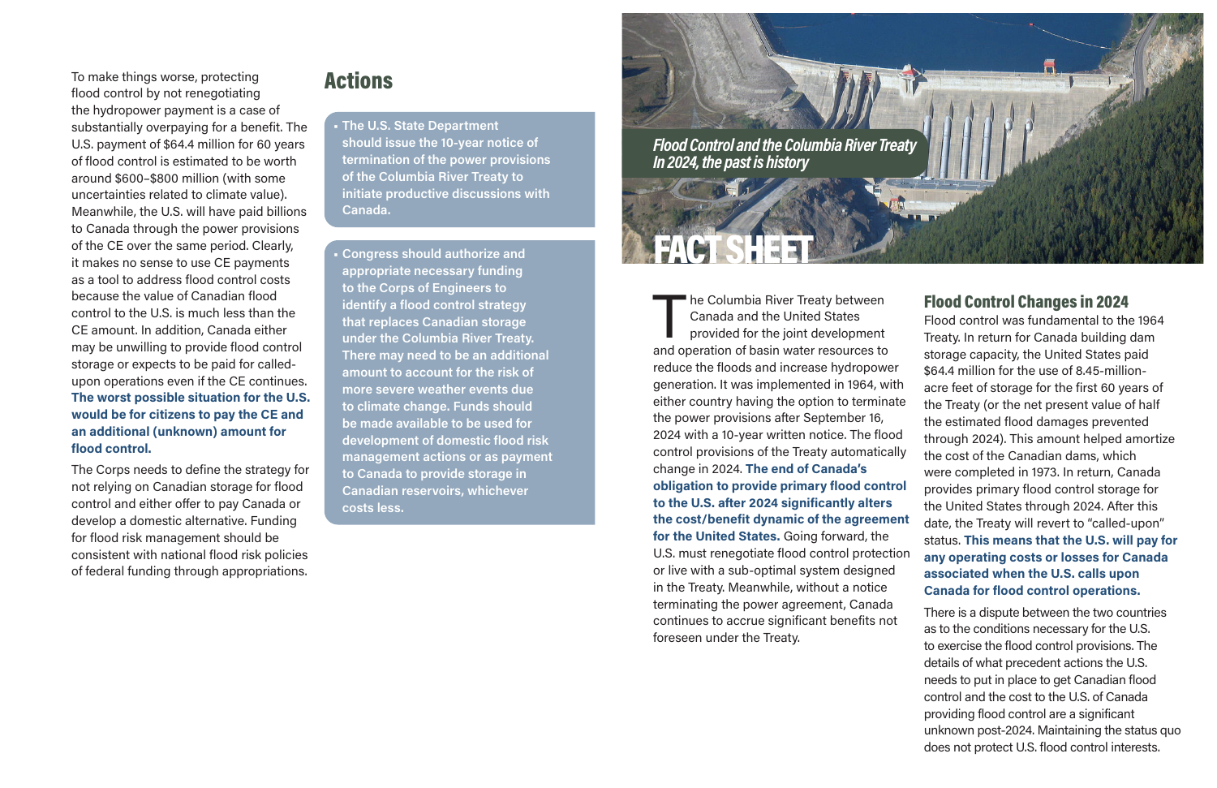To make things worse, protecting flood control by not renegotiating the hydropower payment is a case of substantially overpaying for a benefit. The U.S. payment of $64.4 million for 60 years of flood control is estimated to be worth around $600–$800 million (with some uncertainties related to climate value). Meanwhile, the U.S. will have paid billions to Canada through the power provisions of the CE over the same period. Clearly, it makes no sense to use CE payments as a tool to address flood control costs because the value of Canadian flood control to the U.S. is much less than the CE amount. In addition, Canada either may be unwilling to provide flood control storage or expects to be paid for called-upon operations even if the CE continues. **The worst possible situation for the U.S. would be for citizens to pay the CE and an additional (unknown) amount for flood control.**

The Corps needs to define the strategy for not relying on Canadian storage for flood control and either offer to pay Canada or develop a domestic alternative. Funding for flood risk management should be consistent with national flood risk policies of federal funding through appropriations.

## Actions

- **The U.S. State Department should issue the 10-year notice of termination of the power provisions of the Columbia River Treaty to initiate productive discussions with Canada.**

- **Congress should authorize and appropriate necessary funding to the Corps of Engineers to identify a flood control strategy that replaces Canadian storage under the Columbia River Treaty. There may need to be an additional amount to account for the risk of more severe weather events due to climate change. Funds should be made available to be used for development of domestic flood risk management actions or as payment to Canada to provide storage in Canadian reservoirs, whichever costs less.**

*Flood Control and the Columbia River Treaty*
*In 2024, the past is history*

# FACT SHEET

The Columbia River Treaty between Canada and the United States provided for the joint development and operation of basin water resources to reduce the floods and increase hydropower generation. It was implemented in 1964, with either country having the option to terminate the power provisions after September 16, 2024 with a 10-year written notice. The flood control provisions of the Treaty automatically change in 2024. **The end of Canada's obligation to provide primary flood control to the U.S. after 2024 significantly alters the cost/benefit dynamic of the agreement for the United States.** Going forward, the U.S. must renegotiate flood control protection or live with a sub-optimal system designed in the Treaty. Meanwhile, without a notice terminating the power agreement, Canada continues to accrue significant benefits not foreseen under the Treaty.

## Flood Control Changes in 2024

Flood control was fundamental to the 1964 Treaty. In return for Canada building dam storage capacity, the United States paid $64.4 million for the use of 8.45-million-acre feet of storage for the first 60 years of the Treaty (or the net present value of half the estimated flood damages prevented through 2024). This amount helped amortize the cost of the Canadian dams, which were completed in 1973. In return, Canada provides primary flood control storage for the United States through 2024. After this date, the Treaty will revert to "called-upon" status. **This means that the U.S. will pay for any operating costs or losses for Canada associated when the U.S. calls upon Canada for flood control operations.**

There is a dispute between the two countries as to the conditions necessary for the U.S. to exercise the flood control provisions. The details of what precedent actions the U.S. needs to put in place to get Canadian flood control and the cost to the U.S. of Canada providing flood control are a significant unknown post-2024. Maintaining the status quo does not protect U.S. flood control interests.